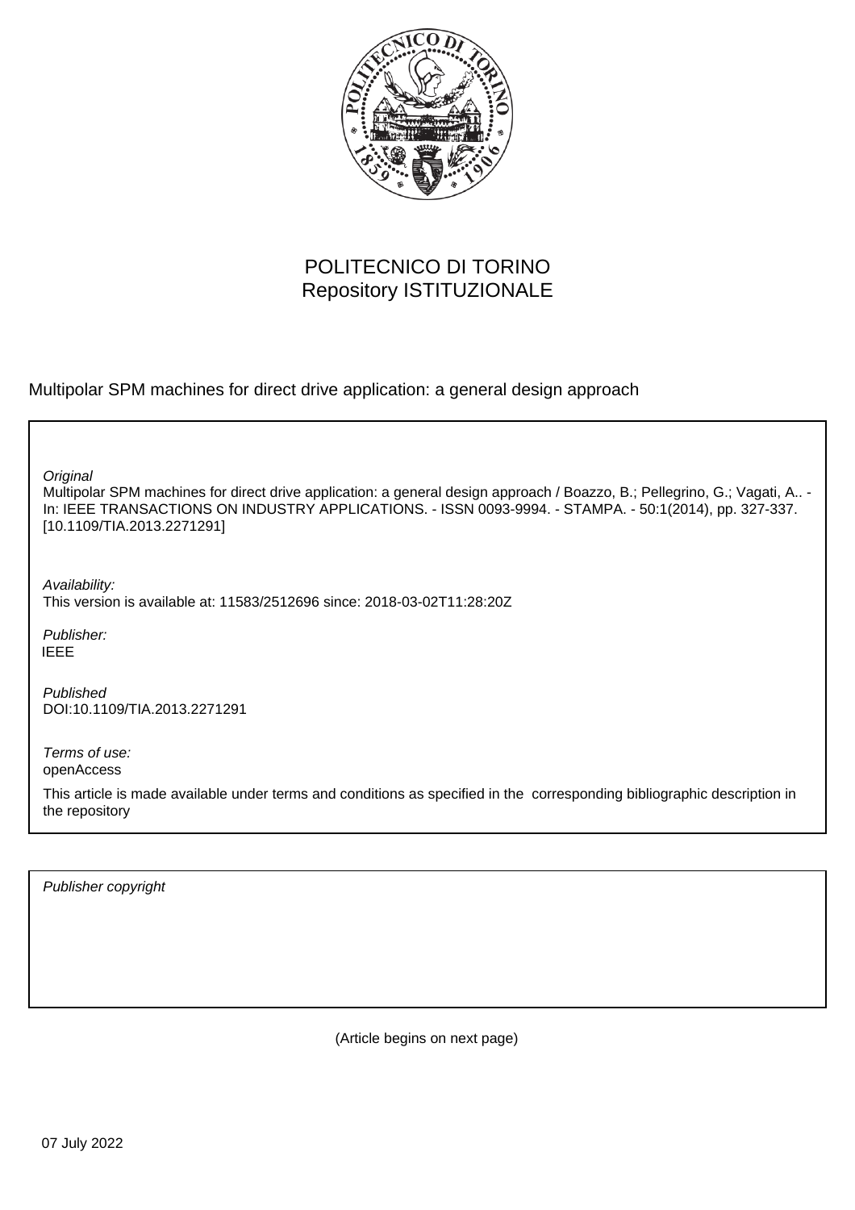POLITECNICO DI TORINO
Repository ISTITUZIONALE

Multipolar SPM machines for direct drive application: a general design approach

*Original*
Multipolar SPM machines for direct drive application: a general design approach / Boazzo, B.; Pellegrino, G.; Vagati, A.. - In: IEEE TRANSACTIONS ON INDUSTRY APPLICATIONS. - ISSN 0093-9994. - STAMPA. - 50:1(2014), pp. 327-337. [10.1109/TIA.2013.2271291]

*Availability:*
This version is available at: 11583/2512696 since: 2018-03-02T11:28:20Z

*Publisher:*
IEEE

*Published*
DOI:10.1109/TIA.2013.2271291

*Terms of use:*
openAccess

This article is made available under terms and conditions as specified in the corresponding bibliographic description in the repository

*Publisher copyright*

(Article begins on next page)

07 July 2022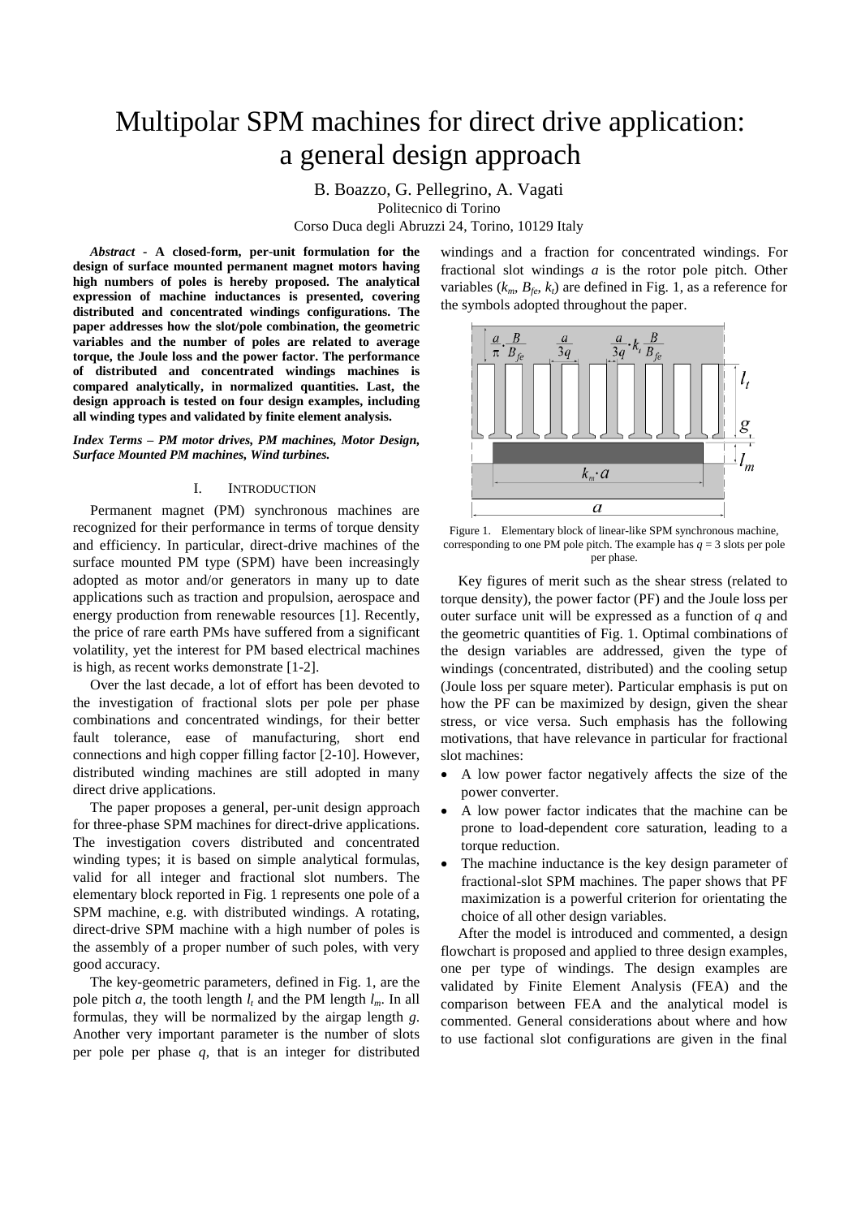# Multipolar SPM machines for direct drive application: a general design approach

B. Boazzo, G. Pellegrino, A. Vagati
Politecnico di Torino
Corso Duca degli Abruzzi 24, Torino, 10129 Italy

***Abstract* - A closed-form, per-unit formulation for the design of surface mounted permanent magnet motors having high numbers of poles is hereby proposed. The analytical expression of machine inductances is presented, covering distributed and concentrated windings configurations. The paper addresses how the slot/pole combination, the geometric variables and the number of poles are related to average torque, the Joule loss and the power factor. The performance of distributed and concentrated windings machines is compared analytically, in normalized quantities. Last, the design approach is tested on four design examples, including all winding types and validated by finite element analysis.**

***Index Terms – PM motor drives, PM machines, Motor Design, Surface Mounted PM machines, Wind turbines.***

## I. INTRODUCTION

Permanent magnet (PM) synchronous machines are recognized for their performance in terms of torque density and efficiency. In particular, direct-drive machines of the surface mounted PM type (SPM) have been increasingly adopted as motor and/or generators in many up to date applications such as traction and propulsion, aerospace and energy production from renewable resources [1]. Recently, the price of rare earth PMs have suffered from a significant volatility, yet the interest for PM based electrical machines is high, as recent works demonstrate [1-2].

Over the last decade, a lot of effort has been devoted to the investigation of fractional slots per pole per phase combinations and concentrated windings, for their better fault tolerance, ease of manufacturing, short end connections and high copper filling factor [2-10]. However, distributed winding machines are still adopted in many direct drive applications.

The paper proposes a general, per-unit design approach for three-phase SPM machines for direct-drive applications. The investigation covers distributed and concentrated winding types; it is based on simple analytical formulas, valid for all integer and fractional slot numbers. The elementary block reported in Fig. 1 represents one pole of a SPM machine, e.g. with distributed windings. A rotating, direct-drive SPM machine with a high number of poles is the assembly of a proper number of such poles, with very good accuracy.

The key-geometric parameters, defined in Fig. 1, are the pole pitch $a$, the tooth length $l_t$ and the PM length $l_m$. In all formulas, they will be normalized by the airgap length $g$. Another very important parameter is the number of slots per pole per phase $q$, that is an integer for distributed windings and a fraction for concentrated windings. For fractional slot windings $a$ is the rotor pole pitch. Other variables ($k_m$, $B_{fe}$, $k_t$) are defined in Fig. 1, as a reference for the symbols adopted throughout the paper.

Figure 1. Elementary block of linear-like SPM synchronous machine, corresponding to one PM pole pitch. The example has $q = 3$ slots per pole per phase.

Key figures of merit such as the shear stress (related to torque density), the power factor (PF) and the Joule loss per outer surface unit will be expressed as a function of $q$ and the geometric quantities of Fig. 1. Optimal combinations of the design variables are addressed, given the type of windings (concentrated, distributed) and the cooling setup (Joule loss per square meter). Particular emphasis is put on how the PF can be maximized by design, given the shear stress, or vice versa. Such emphasis has the following motivations, that have relevance in particular for fractional slot machines:

- A low power factor negatively affects the size of the power converter.
- A low power factor indicates that the machine can be prone to load-dependent core saturation, leading to a torque reduction.
- The machine inductance is the key design parameter of fractional-slot SPM machines. The paper shows that PF maximization is a powerful criterion for orientating the choice of all other design variables.

After the model is introduced and commented, a design flowchart is proposed and applied to three design examples, one per type of windings. The design examples are validated by Finite Element Analysis (FEA) and the comparison between FEA and the analytical model is commented. General considerations about where and how to use factional slot configurations are given in the final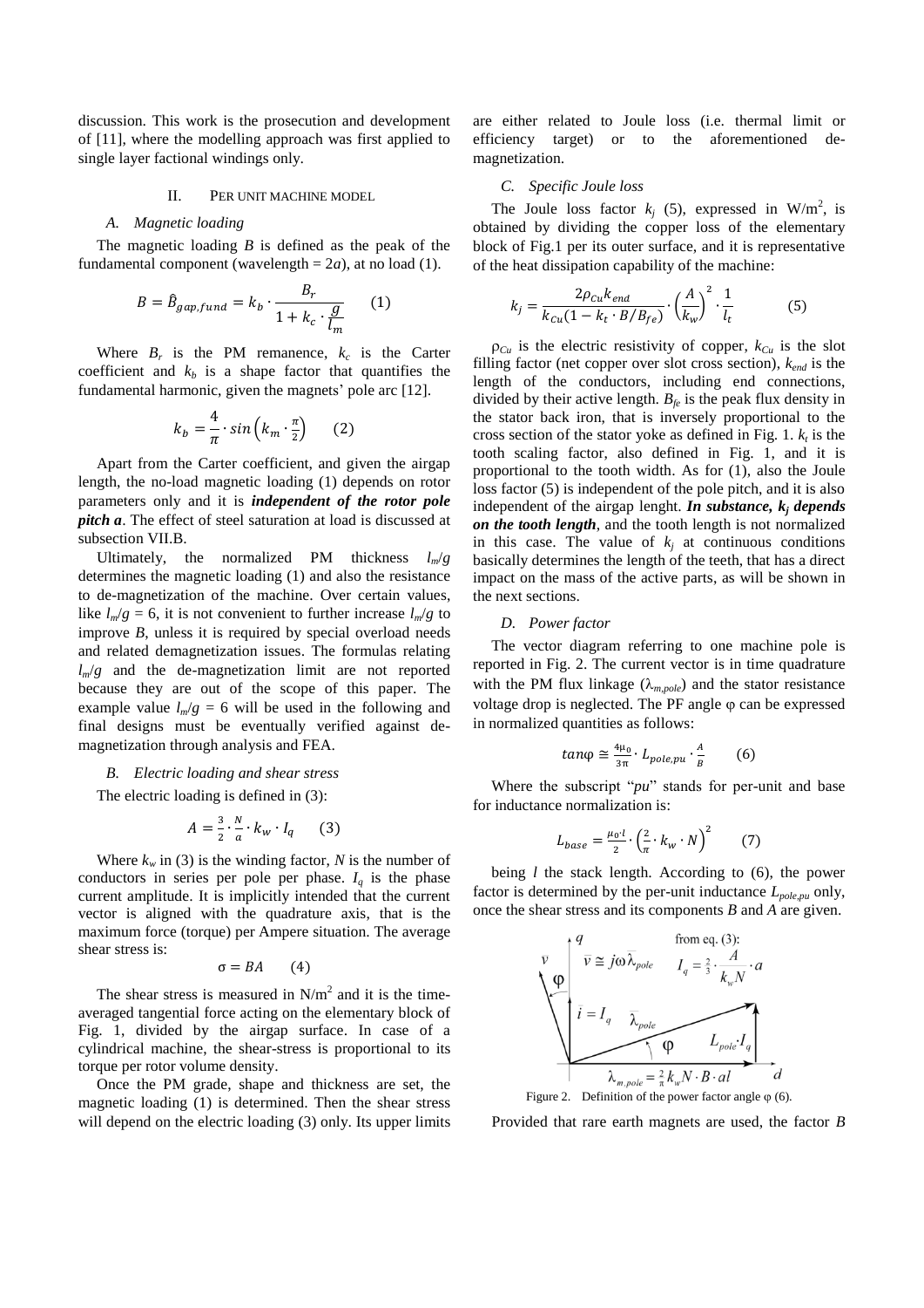discussion. This work is the prosecution and development of [11], where the modelling approach was first applied to single layer factional windings only.

## II. PER UNIT MACHINE MODEL

### A. Magnetic loading

The magnetic loading $B$ is defined as the peak of the fundamental component (wavelength = $2a$), at no load (1).

$$B = \hat{B}_{gap,fund} = k_b \cdot \frac{B_r}{1 + k_c \cdot \frac{g}{l_m}} \qquad (1)$$

Where $B_r$ is the PM remanence, $k_c$ is the Carter coefficient and $k_b$ is a shape factor that quantifies the fundamental harmonic, given the magnets' pole arc [12].

$$k_b = \frac{4}{\pi} \cdot sin\left(k_m \cdot \frac{\pi}{2}\right) \qquad (2)$$

Apart from the Carter coefficient, and given the airgap length, the no-load magnetic loading (1) depends on rotor parameters only and it is ***independent of the rotor pole pitch a***. The effect of steel saturation at load is discussed at subsection VII.B.

Ultimately, the normalized PM thickness $l_m/g$ determines the magnetic loading (1) and also the resistance to de-magnetization of the machine. Over certain values, like $l_m/g = 6$, it is not convenient to further increase $l_m/g$ to improve $B$, unless it is required by special overload needs and related demagnetization issues. The formulas relating $l_m/g$ and the de-magnetization limit are not reported because they are out of the scope of this paper. The example value $l_m/g = 6$ will be used in the following and final designs must be eventually verified against de-magnetization through analysis and FEA.

### B. Electric loading and shear stress

The electric loading is defined in (3):

$$A = \frac{3}{2} \cdot \frac{N}{a} \cdot k_w \cdot I_q \qquad (3)$$

Where $k_w$ in (3) is the winding factor, $N$ is the number of conductors in series per pole per phase. $I_q$ is the phase current amplitude. It is implicitly intended that the current vector is aligned with the quadrature axis, that is the maximum force (torque) per Ampere situation. The average shear stress is:

$$\sigma = BA \qquad (4)$$

The shear stress is measured in $N/m^2$ and it is the time-averaged tangential force acting on the elementary block of Fig. 1, divided by the airgap surface. In case of a cylindrical machine, the shear-stress is proportional to its torque per rotor volume density.

Once the PM grade, shape and thickness are set, the magnetic loading (1) is determined. Then the shear stress will depend on the electric loading (3) only. Its upper limits are either related to Joule loss (i.e. thermal limit or efficiency target) or to the aforementioned de-magnetization.

### C. Specific Joule loss

The Joule loss factor $k_j$ (5), expressed in $W/m^2$, is obtained by dividing the copper loss of the elementary block of Fig.1 per its outer surface, and it is representative of the heat dissipation capability of the machine:

$$k_j = \frac{2\rho_{Cu} k_{end}}{k_{Cu}(1 - k_t \cdot B/B_{fe})} \cdot \left(\frac{A}{k_w}\right)^2 \cdot \frac{1}{l_t} \qquad (5)$$

$\rho_{Cu}$ is the electric resistivity of copper, $k_{Cu}$ is the slot filling factor (net copper over slot cross section), $k_{end}$ is the length of the conductors, including end connections, divided by their active length. $B_{fe}$ is the peak flux density in the stator back iron, that is inversely proportional to the cross section of the stator yoke as defined in Fig. 1. $k_t$ is the tooth scaling factor, also defined in Fig. 1, and it is proportional to the tooth width. As for (1), also the Joule loss factor (5) is independent of the pole pitch, and it is also independent of the airgap lenght. ***In substance, $k_j$ depends on the tooth length***, and the tooth length is not normalized in this case. The value of $k_j$ at continuous conditions basically determines the length of the teeth, that has a direct impact on the mass of the active parts, as will be shown in the next sections.

### D. Power factor

The vector diagram referring to one machine pole is reported in Fig. 2. The current vector is in time quadrature with the PM flux linkage ($\lambda_{m,pole}$) and the stator resistance voltage drop is neglected. The PF angle $\varphi$ can be expressed in normalized quantities as follows:

$$tan\varphi \cong \frac{4\mu_0}{3\pi} \cdot L_{pole,pu} \cdot \frac{A}{B} \qquad (6)$$

Where the subscript "*pu*" stands for per-unit and base for inductance normalization is:

$$L_{base} = \frac{\mu_0 \cdot l}{2} \cdot \left(\frac{2}{\pi} \cdot k_w \cdot N\right)^2 \qquad (7)$$

being $l$ the stack length. According to (6), the power factor is determined by the per-unit inductance $L_{pole,pu}$ only, once the shear stress and its components $B$ and $A$ are given.

Figure 2. Definition of the power factor angle $\varphi$ (6).

Provided that rare earth magnets are used, the factor $B$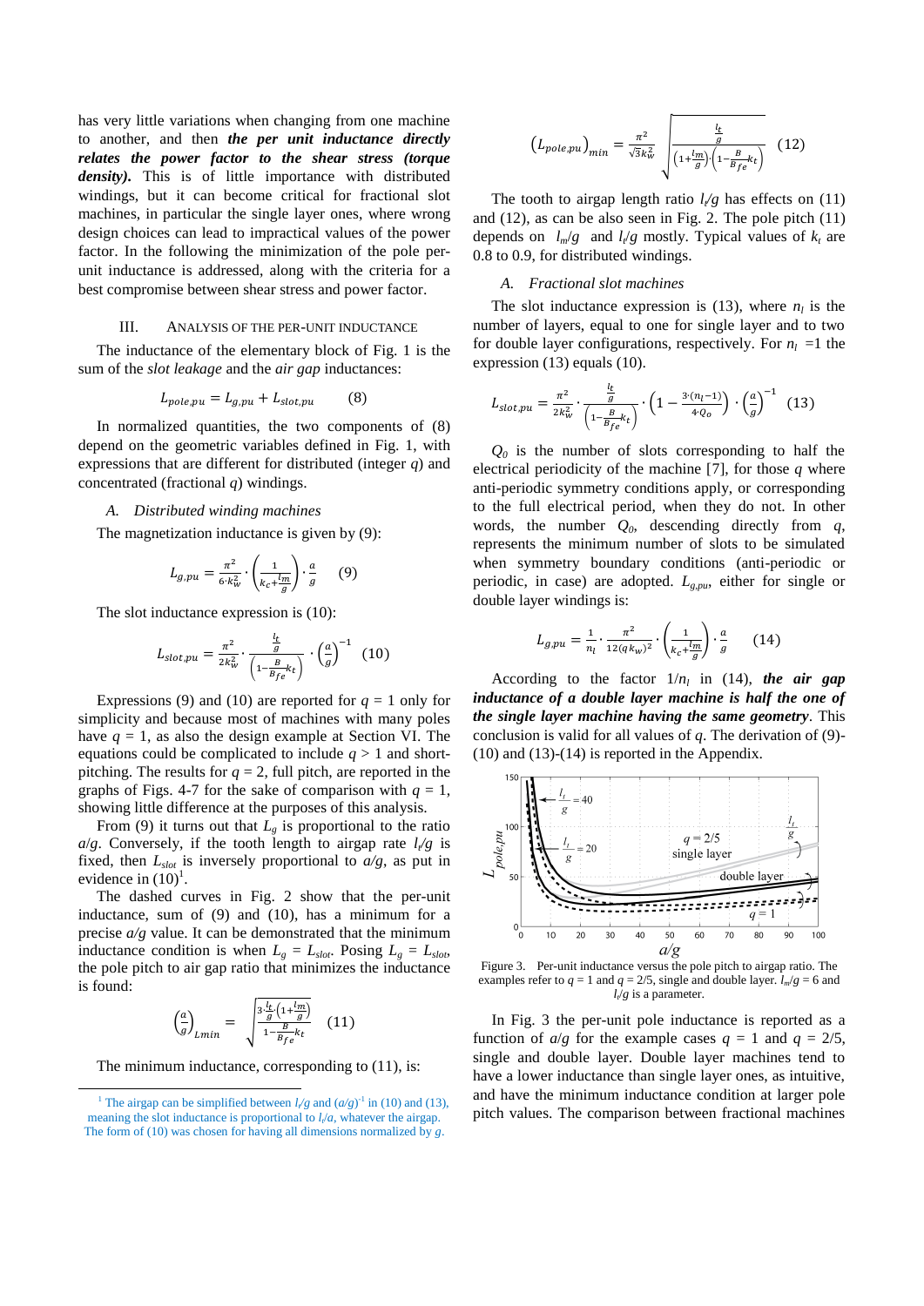has very little variations when changing from one machine to another, and then ***the per unit inductance directly relates the power factor to the shear stress (torque density)***. This is of little importance with distributed windings, but it can become critical for fractional slot machines, in particular the single layer ones, where wrong design choices can lead to impractical values of the power factor. In the following the minimization of the pole per-unit inductance is addressed, along with the criteria for a best compromise between shear stress and power factor.

## III. Analysis of the Per-Unit Inductance

The inductance of the elementary block of Fig. 1 is the sum of the *slot leakage* and the *air gap* inductances:

$$L_{pole,pu} = L_{g,pu} + L_{slot,pu} \qquad (8)$$

In normalized quantities, the two components of (8) depend on the geometric variables defined in Fig. 1, with expressions that are different for distributed (integer $q$) and concentrated (fractional $q$) windings.

### A. Distributed winding machines

The magnetization inductance is given by (9):

$$L_{g,pu} = \frac{\pi^2}{6 \cdot k_w^2} \cdot \left( \frac{1}{k_c + \frac{l_m}{g}} \right) \cdot \frac{a}{g} \qquad (9)$$

The slot inductance expression is (10):

$$L_{slot,pu} = \frac{\pi^2}{2k_w^2} \cdot \frac{\frac{l_t}{g}}{\left(1 - \frac{B}{B_{fe}} k_t\right)} \cdot \left(\frac{a}{g}\right)^{-1} \qquad (10)$$

Expressions (9) and (10) are reported for $q = 1$ only for simplicity and because most of machines with many poles have $q = 1$, as also the design example at Section VI. The equations could be complicated to include $q > 1$ and short-pitching. The results for $q = 2$, full pitch, are reported in the graphs of Figs. 4-7 for the sake of comparison with $q = 1$, showing little difference at the purposes of this analysis.

From (9) it turns out that $L_g$ is proportional to the ratio $a/g$. Conversely, if the tooth length to airgap rate $l_t/g$ is fixed, then $L_{slot}$ is inversely proportional to $a/g$, as put in evidence in (10)[1].

The dashed curves in Fig. 2 show that the per-unit inductance, sum of (9) and (10), has a minimum for a precise $a/g$ value. It can be demonstrated that the minimum inductance condition is when $L_g = L_{slot}$. Posing $L_g = L_{slot}$, the pole pitch to air gap ratio that minimizes the inductance is found:

$$\left(\frac{a}{g}\right)_{Lmin} = \sqrt{\frac{3 \cdot \frac{l_t}{g} \cdot \left(1 + \frac{l_m}{g}\right)}{1 - \frac{B}{B_{fe}} k_t}} \qquad (11)$$

The minimum inductance, corresponding to (11), is:

$$\left(L_{pole,pu}\right)_{min} = \frac{\pi^2}{\sqrt{3} k_w^2} \sqrt{\frac{\frac{l_t}{g}}{\left(1 + \frac{l_m}{g}\right) \cdot \left(1 - \frac{B}{B_{fe}} k_t\right)}} \qquad (12)$$

The tooth to airgap length ratio $l_t/g$ has effects on (11) and (12), as can be also seen in Fig. 2. The pole pitch (11) depends on $l_m/g$ and $l_t/g$ mostly. Typical values of $k_t$ are 0.8 to 0.9, for distributed windings.

### A. Fractional slot machines

The slot inductance expression is (13), where $n_l$ is the number of layers, equal to one for single layer and to two for double layer configurations, respectively. For $n_l = 1$ the expression (13) equals (10).

$$L_{slot,pu} = \frac{\pi^2}{2k_w^2} \cdot \frac{\frac{l_t}{g}}{\left(1 - \frac{B}{B_{fe}} k_t\right)} \cdot \left(1 - \frac{3 \cdot (n_l - 1)}{4 \cdot Q_0}\right) \cdot \left(\frac{a}{g}\right)^{-1} \qquad (13)$$

$Q_0$ is the number of slots corresponding to half the electrical periodicity of the machine [7], for those $q$ where anti-periodic symmetry conditions apply, or corresponding to the full electrical period, when they do not. In other words, the number $Q_0$, descending directly from $q$, represents the minimum number of slots to be simulated when symmetry boundary conditions (anti-periodic or periodic, in case) are adopted. $L_{g,pu}$, either for single or double layer windings is:

$$L_{g,pu} = \frac{1}{n_l} \cdot \frac{\pi^2}{12 (q\, k_w)^2} \cdot \left( \frac{1}{k_c + \frac{l_m}{g}} \right) \cdot \frac{a}{g} \qquad (14)$$

According to the factor $1/n_l$ in (14), ***the air gap inductance of a double layer machine is half the one of the single layer machine having the same geometry***. This conclusion is valid for all values of $q$. The derivation of (9)-(10) and (13)-(14) is reported in the Appendix.

Figure 3. Per-unit inductance versus the pole pitch to airgap ratio. The examples refer to $q = 1$ and $q = 2/5$, single and double layer. $l_m/g = 6$ and $l_t/g$ is a parameter.

In Fig. 3 the per-unit pole inductance is reported as a function of $a/g$ for the example cases $q = 1$ and $q = 2/5$, single and double layer. Double layer machines tend to have a lower inductance than single layer ones, as intuitive, and have the minimum inductance condition at larger pole pitch values. The comparison between fractional machines

[1] The airgap can be simplified between $l_t/g$ and $(a/g)^{-1}$ in (10) and (13), meaning the slot inductance is proportional to $l_t/a$, whatever the airgap. The form of (10) was chosen for having all dimensions normalized by $g$.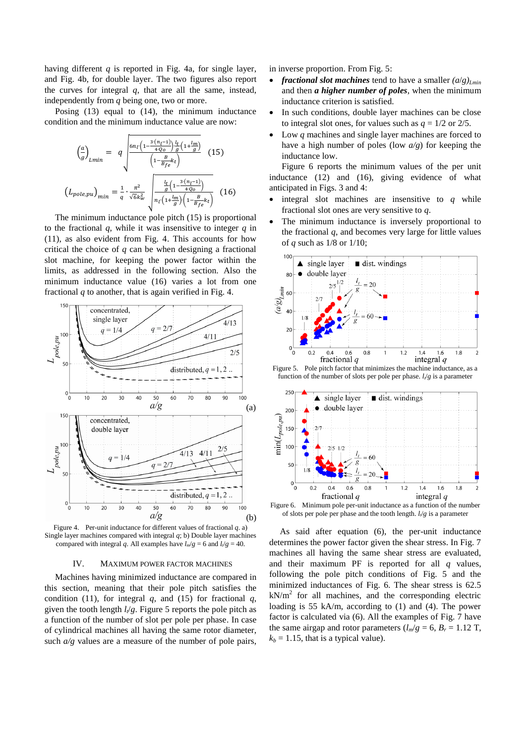having different $q$ is reported in Fig. 4a, for single layer, and Fig. 4b, for double layer. The two figures also report the curves for integral $q$, that are all the same, instead, independently from $q$ being one, two or more.

Posing (13) equal to (14), the minimum inductance condition and the minimum inductance value are now:

$$\left(\frac{a}{g}\right)_{Lmin} = q\sqrt{\frac{6n_{l}\cdot\left(1-\frac{3\cdot(n_{l}-1)}{4\cdot Q_{O}}\right)\frac{l_{t}}{g}\left(1+\frac{l_{m}}{g}\right)}{\left(1-\frac{B}{B_{fe}}k_{t}\right)}} \quad (15)$$

$$\left(L_{pole,pu}\right)_{min} = \frac{1}{q}\cdot\frac{\pi^{2}}{\sqrt{6}k_{w}^{2}}\sqrt{\frac{\frac{l_{t}}{g}\left(1-\frac{3\cdot(n_{l}-1)}{4\cdot Q_{O}}\right)}{n_{l}\cdot\left(1+\frac{l_{m}}{g}\right)\left(1-\frac{B}{B_{fe}}k_{t}\right)}} \quad (16)$$

The minimum inductance pole pitch (15) is proportional to the fractional $q$, while it was insensitive to integer $q$ in (11), as also evident from Fig. 4. This accounts for how critical the choice of $q$ can be when designing a fractional slot machine, for keeping the power factor within the limits, as addressed in the following section. Also the minimum inductance value (16) varies a lot from one fractional $q$ to another, that is again verified in Fig. 4.

Figure 4. Per-unit inductance for different values of fractional $q$. a) Single layer machines compared with integral $q$; b) Double layer machines compared with integral $q$. All examples have $l_m/g = 6$ and $l_t/g = 40$.

## IV. Maximum Power Factor Machines

Machines having minimized inductance are compared in this section, meaning that their pole pitch satisfies the condition (11), for integral $q$, and (15) for fractional $q$, given the tooth length $l_t/g$. Figure 5 reports the pole pitch as a function of the number of slot per pole per phase. In case of cylindrical machines all having the same rotor diameter, such $a/g$ values are a measure of the number of pole pairs, in inverse proportion. From Fig. 5:

- ***fractional slot machines*** tend to have a smaller $(a/g)_{Lmin}$ and then ***a higher number of poles***, when the minimum inductance criterion is satisfied.
- In such conditions, double layer machines can be close to integral slot ones, for values such as $q = 1/2$ or $2/5$.
- Low $q$ machines and single layer machines are forced to have a high number of poles (low $a/g$) for keeping the inductance low.

Figure 6 reports the minimum values of the per unit inductance (12) and (16), giving evidence of what anticipated in Figs. 3 and 4:

- integral slot machines are insensitive to $q$ while fractional slot ones are very sensitive to $q$.
- The minimum inductance is inversely proportional to the fractional $q$, and becomes very large for little values of $q$ such as 1/8 or 1/10;

Figure 5. Pole pitch factor that minimizes the machine inductance, as a function of the number of slots per pole per phase. $l_t/g$ is a parameter

Figure 6. Minimum pole per-unit inductance as a function of the number of slots per pole per phase and the tooth length. $l_t/g$ is a parameter

As said after equation (6), the per-unit inductance determines the power factor given the shear stress. In Fig. 7 machines all having the same shear stress are evaluated, and their maximum PF is reported for all $q$ values, following the pole pitch conditions of Fig. 5 and the minimized inductances of Fig. 6. The shear stress is 62.5 kN/m$^2$ for all machines, and the corresponding electric loading is 55 kA/m, according to (1) and (4). The power factor is calculated via (6). All the examples of Fig. 7 have the same airgap and rotor parameters ($l_m/g = 6$, $B_r = 1.12$ T, $k_b = 1.15$, that is a typical value).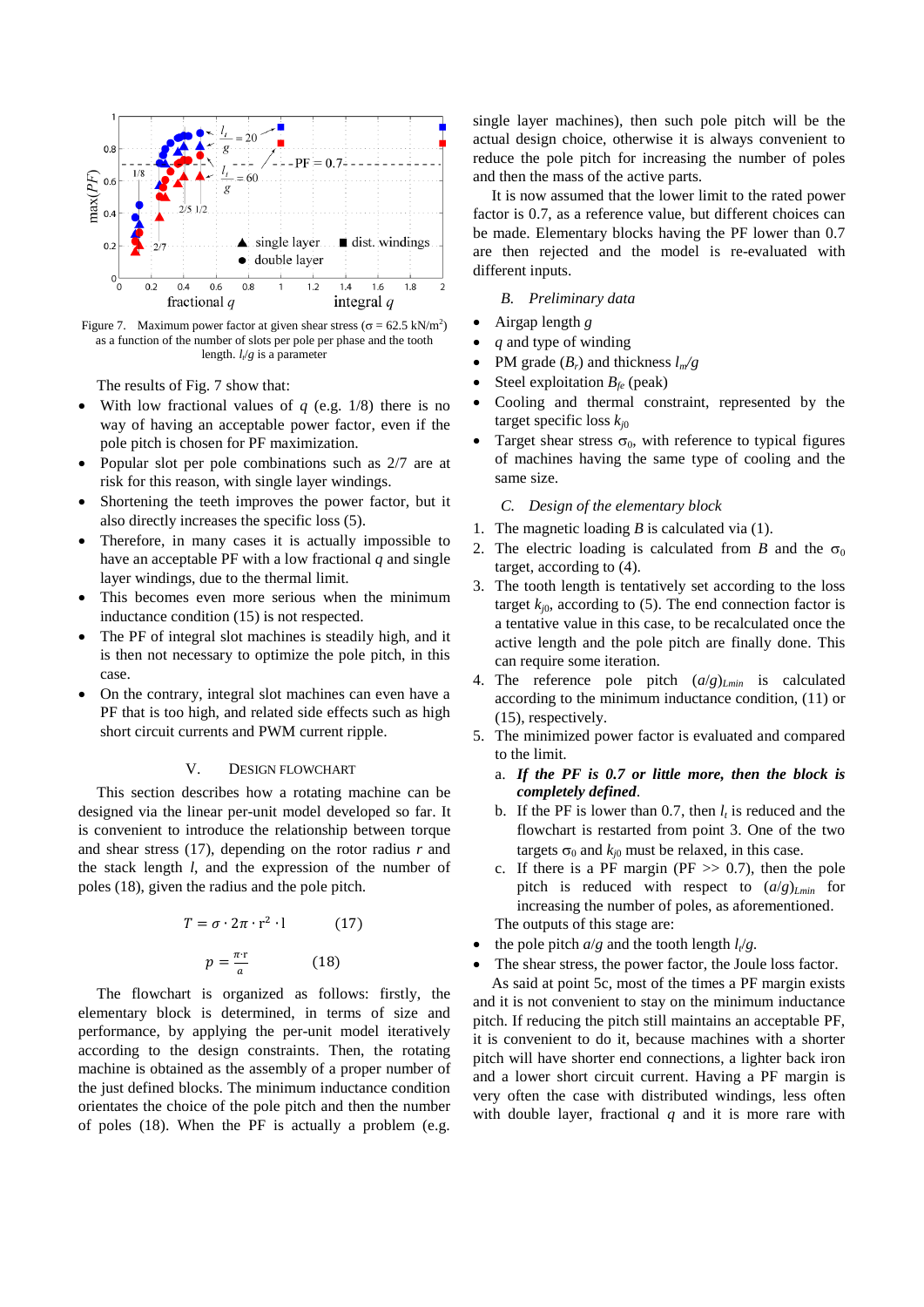Figure 7. Maximum power factor at given shear stress ($\sigma$ = 62.5 kN/m$^2$) as a function of the number of slots per pole per phase and the tooth length. $l_t/g$ is a parameter

The results of Fig. 7 show that:

- With low fractional values of $q$ (e.g. 1/8) there is no way of having an acceptable power factor, even if the pole pitch is chosen for PF maximization.
- Popular slot per pole combinations such as 2/7 are at risk for this reason, with single layer windings.
- Shortening the teeth improves the power factor, but it also directly increases the specific loss (5).
- Therefore, in many cases it is actually impossible to have an acceptable PF with a low fractional $q$ and single layer windings, due to the thermal limit.
- This becomes even more serious when the minimum inductance condition (15) is not respected.
- The PF of integral slot machines is steadily high, and it is then not necessary to optimize the pole pitch, in this case.
- On the contrary, integral slot machines can even have a PF that is too high, and related side effects such as high short circuit currents and PWM current ripple.

## V. Design Flowchart

This section describes how a rotating machine can be designed via the linear per-unit model developed so far. It is convenient to introduce the relationship between torque and shear stress (17), depending on the rotor radius $r$ and the stack length $l$, and the expression of the number of poles (18), given the radius and the pole pitch.

$$T = \sigma \cdot 2\pi \cdot r^2 \cdot l \qquad (17)$$

$$p = \frac{\pi \cdot r}{a} \qquad (18)$$

The flowchart is organized as follows: firstly, the elementary block is determined, in terms of size and performance, by applying the per-unit model iteratively according to the design constraints. Then, the rotating machine is obtained as the assembly of a proper number of the just defined blocks. The minimum inductance condition orientates the choice of the pole pitch and then the number of poles (18). When the PF is actually a problem (e.g. single layer machines), then such pole pitch will be the actual design choice, otherwise it is always convenient to reduce the pole pitch for increasing the number of poles and then the mass of the active parts.

It is now assumed that the lower limit to the rated power factor is 0.7, as a reference value, but different choices can be made. Elementary blocks having the PF lower than 0.7 are then rejected and the model is re-evaluated with different inputs.

### B. Preliminary data

- Airgap length $g$
- $q$ and type of winding
- PM grade ($B_r$) and thickness $l_m/g$
- Steel exploitation $B_{fe}$ (peak)
- Cooling and thermal constraint, represented by the target specific loss $k_{j0}$
- Target shear stress $\sigma_0$, with reference to typical figures of machines having the same type of cooling and the same size.

### C. Design of the elementary block

1. The magnetic loading $B$ is calculated via (1).
2. The electric loading is calculated from $B$ and the $\sigma_0$ target, according to (4).
3. The tooth length is tentatively set according to the loss target $k_{j0}$, according to (5). The end connection factor is a tentative value in this case, to be recalculated once the active length and the pole pitch are finally done. This can require some iteration.
4. The reference pole pitch $(a/g)_{Lmin}$ is calculated according to the minimum inductance condition, (11) or (15), respectively.
5. The minimized power factor is evaluated and compared to the limit.
   a. ***If the PF is 0.7 or little more, then the block is completely defined***.
   b. If the PF is lower than 0.7, then $l_t$ is reduced and the flowchart is restarted from point 3. One of the two targets $\sigma_0$ and $k_{j0}$ must be relaxed, in this case.
   c. If there is a PF margin (PF >> 0.7), then the pole pitch is reduced with respect to $(a/g)_{Lmin}$ for increasing the number of poles, as aforementioned.

The outputs of this stage are:

- the pole pitch $a/g$ and the tooth length $l_t/g$.
- The shear stress, the power factor, the Joule loss factor.

As said at point 5c, most of the times a PF margin exists and it is not convenient to stay on the minimum inductance pitch. If reducing the pitch still maintains an acceptable PF, it is convenient to do it, because machines with a shorter pitch will have shorter end connections, a lighter back iron and a lower short circuit current. Having a PF margin is very often the case with distributed windings, less often with double layer, fractional $q$ and it is more rare with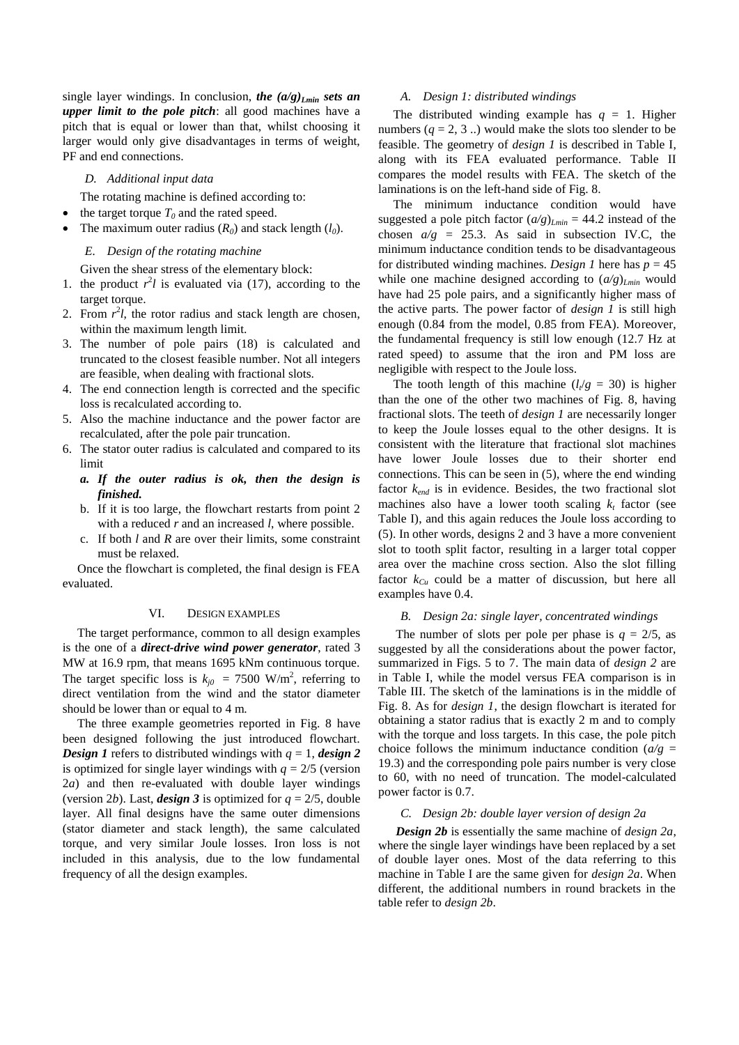single layer windings. In conclusion, ***the $(a/g)_{Lmin}$ sets an upper limit to the pole pitch***: all good machines have a pitch that is equal or lower than that, whilst choosing it larger would only give disadvantages in terms of weight, PF and end connections.

### *D. Additional input data*

The rotating machine is defined according to:

- the target torque $T_0$ and the rated speed.
- The maximum outer radius ($R_0$) and stack length ($l_0$).

### *E. Design of the rotating machine*

Given the shear stress of the elementary block:

1. the product $r^2l$ is evaluated via (17), according to the target torque.
2. From $r^2l$, the rotor radius and stack length are chosen, within the maximum length limit.
3. The number of pole pairs (18) is calculated and truncated to the closest feasible number. Not all integers are feasible, when dealing with fractional slots.
4. The end connection length is corrected and the specific loss is recalculated according to.
5. Also the machine inductance and the power factor are recalculated, after the pole pair truncation.
6. The stator outer radius is calculated and compared to its limit
   a. ***If the outer radius is ok, then the design is finished.***
   b. If it is too large, the flowchart restarts from point 2 with a reduced $r$ and an increased $l$, where possible.
   c. If both $l$ and $R$ are over their limits, some constraint must be relaxed.

Once the flowchart is completed, the final design is FEA evaluated.

## VI. Design Examples

The target performance, common to all design examples is the one of a ***direct-drive wind power generator***, rated 3 MW at 16.9 rpm, that means 1695 kNm continuous torque. The target specific loss is $k_{j0}$ = 7500 W/m$^2$, referring to direct ventilation from the wind and the stator diameter should be lower than or equal to 4 m.

The three example geometries reported in Fig. 8 have been designed following the just introduced flowchart. ***Design 1*** refers to distributed windings with $q = 1$, ***design 2*** is optimized for single layer windings with $q = 2/5$ (version 2*a*) and then re-evaluated with double layer windings (version 2*b*). Last, ***design 3*** is optimized for $q = 2/5$, double layer. All final designs have the same outer dimensions (stator diameter and stack length), the same calculated torque, and very similar Joule losses. Iron loss is not included in this analysis, due to the low fundamental frequency of all the design examples.

### *A. Design 1: distributed windings*

The distributed winding example has $q = 1$. Higher numbers ($q$ = 2, 3 ..) would make the slots too slender to be feasible. The geometry of *design 1* is described in Table I, along with its FEA evaluated performance. Table II compares the model results with FEA. The sketch of the laminations is on the left-hand side of Fig. 8.

The minimum inductance condition would have suggested a pole pitch factor $(a/g)_{Lmin}$ = 44.2 instead of the chosen $a/g$ = 25.3. As said in subsection IV.C, the minimum inductance condition tends to be disadvantageous for distributed winding machines. *Design 1* here has $p$ = 45 while one machine designed according to $(a/g)_{Lmin}$ would have had 25 pole pairs, and a significantly higher mass of the active parts. The power factor of *design 1* is still high enough (0.84 from the model, 0.85 from FEA). Moreover, the fundamental frequency is still low enough (12.7 Hz at rated speed) to assume that the iron and PM loss are negligible with respect to the Joule loss.

The tooth length of this machine ($l_t/g$ = 30) is higher than the one of the other two machines of Fig. 8, having fractional slots. The teeth of *design 1* are necessarily longer to keep the Joule losses equal to the other designs. It is consistent with the literature that fractional slot machines have lower Joule losses due to their shorter end connections. This can be seen in (5), where the end winding factor $k_{end}$ is in evidence. Besides, the two fractional slot machines also have a lower tooth scaling $k_t$ factor (see Table I), and this again reduces the Joule loss according to (5). In other words, designs 2 and 3 have a more convenient slot to tooth split factor, resulting in a larger total copper area over the machine cross section. Also the slot filling factor $k_{Cu}$ could be a matter of discussion, but here all examples have 0.4.

### *B. Design 2a: single layer, concentrated windings*

The number of slots per pole per phase is $q = 2/5$, as suggested by all the considerations about the power factor, summarized in Figs. 5 to 7. The main data of *design 2* are in Table I, while the model versus FEA comparison is in Table III. The sketch of the laminations is in the middle of Fig. 8. As for *design 1*, the design flowchart is iterated for obtaining a stator radius that is exactly 2 m and to comply with the torque and loss targets. In this case, the pole pitch choice follows the minimum inductance condition ($a/g$ = 19.3) and the corresponding pole pairs number is very close to 60, with no need of truncation. The model-calculated power factor is 0.7.

### *C. Design 2b: double layer version of design 2a*

***Design 2b*** is essentially the same machine of *design 2a*, where the single layer windings have been replaced by a set of double layer ones. Most of the data referring to this machine in Table I are the same given for *design 2a*. When different, the additional numbers in round brackets in the table refer to *design 2b*.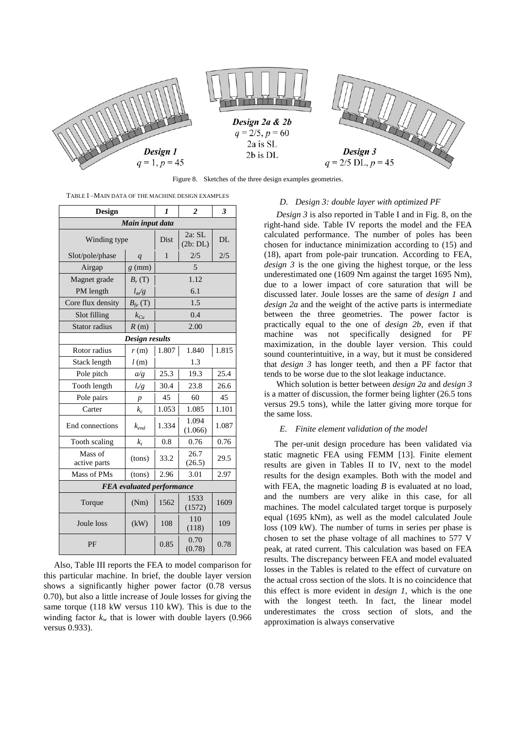Figure 8. Sketches of the three design examples geometries.

TABLE I –MAIN DATA OF THE MACHINE DESIGN EXAMPLES

| Design | | *1* | *2* | *3* |
|---|---|---|---|---|
| ***Main input data*** | | | | |
| Winding type | | Dist | 2a: SL (2b: DL) | DL |
| Slot/pole/phase | $q$ | 1 | 2/5 | 2/5 |
| Airgap | $g$ (mm) | 5 | | |
| Magnet grade | $B_r$ (T) | 1.12 | | |
| PM length | $l_m/g$ | 6.1 | | |
| Core flux density | $B_{fe}$ (T) | 1.5 | | |
| Slot filling | $k_{Cu}$ | 0.4 | | |
| Stator radius | $R$ (m) | 2.00 | | |
| ***Design results*** | | | | |
| Rotor radius | $r$ (m) | 1.807 | 1.840 | 1.815 |
| Stack length | $l$ (m) | 1.3 | | |
| Pole pitch | $a/g$ | 25.3 | 19.3 | 25.4 |
| Tooth length | $l_t/g$ | 30.4 | 23.8 | 26.6 |
| Pole pairs | $p$ | 45 | 60 | 45 |
| Carter | $k_c$ | 1.053 | 1.085 | 1.101 |
| End connections | $k_{end}$ | 1.334 | 1.094 (1.066) | 1.087 |
| Tooth scaling | $k_t$ | 0.8 | 0.76 | 0.76 |
| Mass of active parts | (tons) | 33.2 | 26.7 (26.5) | 29.5 |
| Mass of PMs | (tons) | 2.96 | 3.01 | 2.97 |
| ***FEA evaluated performance*** | | | | |
| Torque | (Nm) | 1562 | 1533 (1572) | 1609 |
| Joule loss | (kW) | 108 | 110 (118) | 109 |
| PF | | 0.85 | 0.70 (0.78) | 0.78 |

Also, Table III reports the FEA to model comparison for this particular machine. In brief, the double layer version shows a significantly higher power factor (0.78 versus 0.70), but also a little increase of Joule losses for giving the same torque (118 kW versus 110 kW). This is due to the winding factor $k_w$ that is lower with double layers (0.966 versus 0.933).

### *D. Design 3: double layer with optimized PF*

*Design 3* is also reported in Table I and in Fig. 8, on the right-hand side. Table IV reports the model and the FEA calculated performance. The number of poles has been chosen for inductance minimization according to (15) and (18), apart from pole-pair truncation. According to FEA, *design 3* is the one giving the highest torque, or the less underestimated one (1609 Nm against the target 1695 Nm), due to a lower impact of core saturation that will be discussed later. Joule losses are the same of *design 1* and *design 2a* and the weight of the active parts is intermediate between the three geometries. The power factor is practically equal to the one of *design 2b*, even if that machine was not specifically designed for PF maximization, in the double layer version. This could sound counterintuitive, in a way, but it must be considered that *design 3* has longer teeth, and then a PF factor that tends to be worse due to the slot leakage inductance.

Which solution is better between *design 2a* and *design 3* is a matter of discussion, the former being lighter (26.5 tons versus 29.5 tons), while the latter giving more torque for the same loss.

### *E. Finite element validation of the model*

The per-unit design procedure has been validated via static magnetic FEA using FEMM [13]. Finite element results are given in Tables II to IV, next to the model results for the design examples. Both with the model and with FEA, the magnetic loading $B$ is evaluated at no load, and the numbers are very alike in this case, for all machines. The model calculated target torque is purposely equal (1695 kNm), as well as the model calculated Joule loss (109 kW). The number of turns in series per phase is chosen to set the phase voltage of all machines to 577 V peak, at rated current. This calculation was based on FEA results. The discrepancy between FEA and model evaluated losses in the Tables is related to the effect of curvature on the actual cross section of the slots. It is no coincidence that this effect is more evident in *design 1*, which is the one with the longest teeth. In fact, the linear model underestimates the cross section of slots, and the approximation is always conservative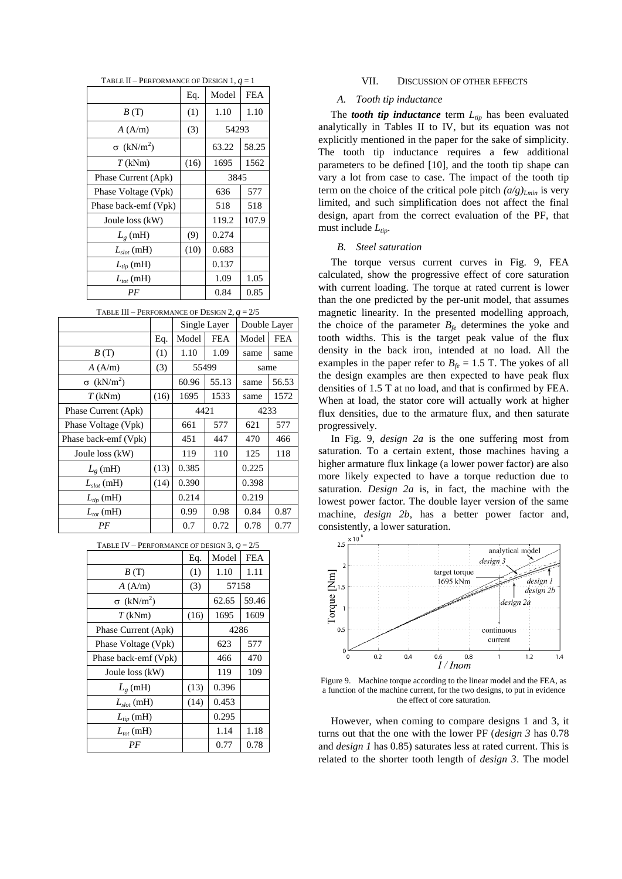TABLE II – PERFORMANCE OF DESIGN 1, $q = 1$

| | Eq. | Model | FEA |
|---|---|---|---|
| $B$ (T) | (1) | 1.10 | 1.10 |
| $A$ (A/m) | (3) | 54293 | |
| $\sigma$ (kN/m$^2$) | | 63.22 | 58.25 |
| $T$ (kNm) | (16) | 1695 | 1562 |
| Phase Current (Apk) | | 3845 | |
| Phase Voltage (Vpk) | | 636 | 577 |
| Phase back-emf (Vpk) | | 518 | 518 |
| Joule loss (kW) | | 119.2 | 107.9 |
| $L_g$ (mH) | (9) | 0.274 | |
| $L_{slot}$ (mH) | (10) | 0.683 | |
| $L_{tip}$ (mH) | | 0.137 | |
| $L_{tot}$ (mH) | | 1.09 | 1.05 |
| $PF$ | | 0.84 | 0.85 |

TABLE III – PERFORMANCE OF DESIGN 2, $q = 2/5$

| | | Single Layer | | Double Layer | |
|---|---|---|---|---|---|
| | Eq. | Model | FEA | Model | FEA |
| $B$ (T) | (1) | 1.10 | 1.09 | same | same |
| $A$ (A/m) | (3) | 55499 | | same | |
| $\sigma$ (kN/m$^2$) | | 60.96 | 55.13 | same | 56.53 |
| $T$ (kNm) | (16) | 1695 | 1533 | same | 1572 |
| Phase Current (Apk) | | 4421 | | 4233 | |
| Phase Voltage (Vpk) | | 661 | 577 | 621 | 577 |
| Phase back-emf (Vpk) | | 451 | 447 | 470 | 466 |
| Joule loss (kW) | | 119 | 110 | 125 | 118 |
| $L_g$ (mH) | (13) | 0.385 | | 0.225 | |
| $L_{slot}$ (mH) | (14) | 0.390 | | 0.398 | |
| $L_{tip}$ (mH) | | 0.214 | | 0.219 | |
| $L_{tot}$ (mH) | | 0.99 | 0.98 | 0.84 | 0.87 |
| $PF$ | | 0.7 | 0.72 | 0.78 | 0.77 |

TABLE IV – PERFORMANCE OF DESIGN 3, $Q = 2/5$

| | Eq. | Model | FEA |
|---|---|---|---|
| $B$ (T) | (1) | 1.10 | 1.11 |
| $A$ (A/m) | (3) | 57158 | |
| $\sigma$ (kN/m$^2$) | | 62.65 | 59.46 |
| $T$ (kNm) | (16) | 1695 | 1609 |
| Phase Current (Apk) | | 4286 | |
| Phase Voltage (Vpk) | | 623 | 577 |
| Phase back-emf (Vpk) | | 466 | 470 |
| Joule loss (kW) | | 119 | 109 |
| $L_g$ (mH) | (13) | 0.396 | |
| $L_{slot}$ (mH) | (14) | 0.453 | |
| $L_{tip}$ (mH) | | 0.295 | |
| $L_{tot}$ (mH) | | 1.14 | 1.18 |
| $PF$ | | 0.77 | 0.78 |

## VII. DISCUSSION OF OTHER EFFECTS

### A. Tooth tip inductance

The ***tooth tip inductance*** term $L_{tip}$ has been evaluated analytically in Tables II to IV, but its equation was not explicitly mentioned in the paper for the sake of simplicity. The tooth tip inductance requires a few additional parameters to be defined [10], and the tooth tip shape can vary a lot from case to case. The impact of the tooth tip term on the choice of the critical pole pitch $(a/g)_{Lmin}$ is very limited, and such simplification does not affect the final design, apart from the correct evaluation of the PF, that must include $L_{tip}$.

### B. Steel saturation

The torque versus current curves in Fig. 9, FEA calculated, show the progressive effect of core saturation with current loading. The torque at rated current is lower than the one predicted by the per-unit model, that assumes magnetic linearity. In the presented modelling approach, the choice of the parameter $B_{fe}$ determines the yoke and tooth widths. This is the target peak value of the flux density in the back iron, intended at no load. All the examples in the paper refer to $B_{fe} = 1.5$ T. The yokes of all the design examples are then expected to have peak flux densities of 1.5 T at no load, and that is confirmed by FEA. When at load, the stator core will actually work at higher flux densities, due to the armature flux, and then saturate progressively.

In Fig. 9, *design 2a* is the one suffering most from saturation. To a certain extent, those machines having a higher armature flux linkage (a lower power factor) are also more likely expected to have a torque reduction due to saturation. *Design 2a* is, in fact, the machine with the lowest power factor. The double layer version of the same machine, *design 2b*, has a better power factor and, consistently, a lower saturation.

Figure 9. Machine torque according to the linear model and the FEA, as a function of the machine current, for the two designs, to put in evidence the effect of core saturation.

However, when coming to compare designs 1 and 3, it turns out that the one with the lower PF (*design 3* has 0.78 and *design 1* has 0.85) saturates less at rated current. This is related to the shorter tooth length of *design 3*. The model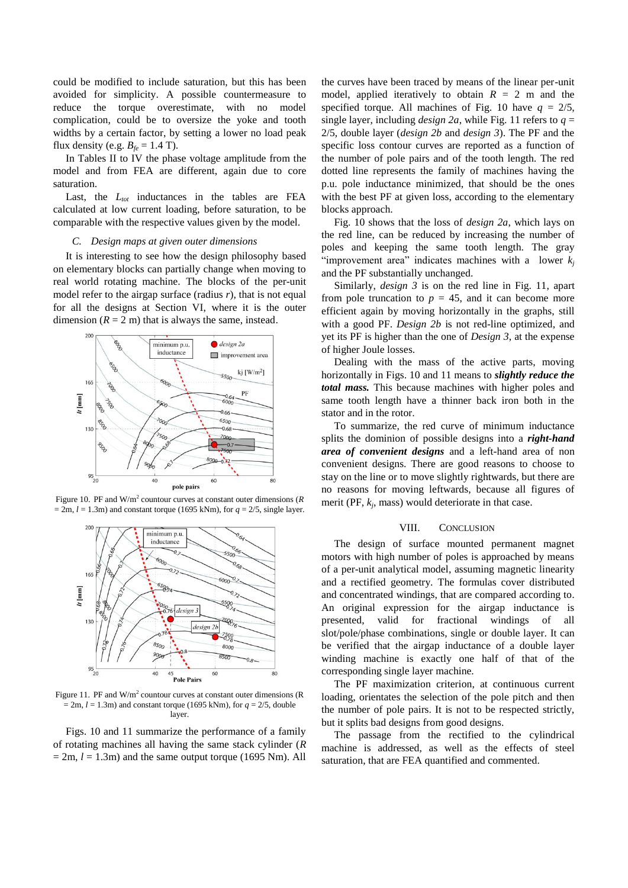could be modified to include saturation, but this has been avoided for simplicity. A possible countermeasure to reduce the torque overestimate, with no model complication, could be to oversize the yoke and tooth widths by a certain factor, by setting a lower no load peak flux density (e.g. $B_{fe}$ = 1.4 T).

In Tables II to IV the phase voltage amplitude from the model and from FEA are different, again due to core saturation.

Last, the $L_{tot}$ inductances in the tables are FEA calculated at low current loading, before saturation, to be comparable with the respective values given by the model.

### C. Design maps at given outer dimensions

It is interesting to see how the design philosophy based on elementary blocks can partially change when moving to real world rotating machine. The blocks of the per-unit model refer to the airgap surface (radius $r$), that is not equal for all the designs at Section VI, where it is the outer dimension ($R$ = 2 m) that is always the same, instead.

Figure 10. PF and W/m[2] contour curves at constant outer dimensions ($R$ = 2m, $l$ = 1.3m) and constant torque (1695 kNm), for $q$ = 2/5, single layer.

Figure 11. PF and W/m[2] countour curves at constant outer dimensions (R = 2m, $l$ = 1.3m) and constant torque (1695 kNm), for $q$ = 2/5, double layer.

Figs. 10 and 11 summarize the performance of a family of rotating machines all having the same stack cylinder ($R$ = 2m, $l$ = 1.3m) and the same output torque (1695 Nm). All the curves have been traced by means of the linear per-unit model, applied iteratively to obtain $R$ = 2 m and the specified torque. All machines of Fig. 10 have $q$ = 2/5, single layer, including *design 2a*, while Fig. 11 refers to $q$ = 2/5, double layer (*design 2b* and *design 3*). The PF and the specific loss contour curves are reported as a function of the number of pole pairs and of the tooth length. The red dotted line represents the family of machines having the p.u. pole inductance minimized, that should be the ones with the best PF at given loss, according to the elementary blocks approach.

Fig. 10 shows that the loss of *design 2a*, which lays on the red line, can be reduced by increasing the number of poles and keeping the same tooth length. The gray "improvement area" indicates machines with a lower $k_j$ and the PF substantially unchanged.

Similarly, *design 3* is on the red line in Fig. 11, apart from pole truncation to $p$ = 45, and it can become more efficient again by moving horizontally in the graphs, still with a good PF. *Design 2b* is not red-line optimized, and yet its PF is higher than the one of *Design 3*, at the expense of higher Joule losses.

Dealing with the mass of the active parts, moving horizontally in Figs. 10 and 11 means to ***slightly reduce the total mass.*** This because machines with higher poles and same tooth length have a thinner back iron both in the stator and in the rotor.

To summarize, the red curve of minimum inductance splits the dominion of possible designs into a ***right-hand area of convenient designs*** and a left-hand area of non convenient designs. There are good reasons to choose to stay on the line or to move slightly rightwards, but there are no reasons for moving leftwards, because all figures of merit (PF, $k_j$, mass) would deteriorate in that case.

## VIII. Conclusion

The design of surface mounted permanent magnet motors with high number of poles is approached by means of a per-unit analytical model, assuming magnetic linearity and a rectified geometry. The formulas cover distributed and concentrated windings, that are compared according to. An original expression for the airgap inductance is presented, valid for fractional windings of all slot/pole/phase combinations, single or double layer. It can be verified that the airgap inductance of a double layer winding machine is exactly one half of that of the corresponding single layer machine.

The PF maximization criterion, at continuous current loading, orientates the selection of the pole pitch and then the number of pole pairs. It is not to be respected strictly, but it splits bad designs from good designs.

The passage from the rectified to the cylindrical machine is addressed, as well as the effects of steel saturation, that are FEA quantified and commented.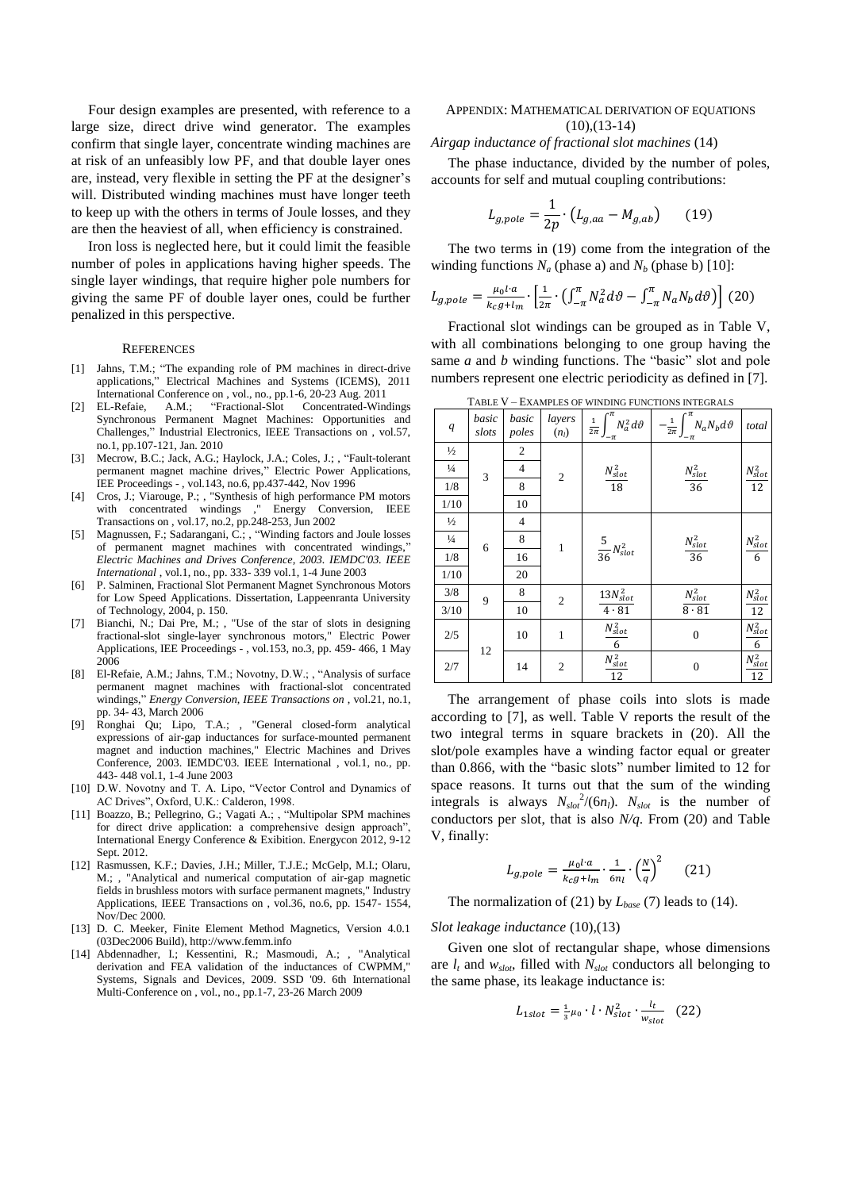Four design examples are presented, with reference to a large size, direct drive wind generator. The examples confirm that single layer, concentrate winding machines are at risk of an unfeasibly low PF, and that double layer ones are, instead, very flexible in setting the PF at the designer's will. Distributed winding machines must have longer teeth to keep up with the others in terms of Joule losses, and they are then the heaviest of all, when efficiency is constrained.

Iron loss is neglected here, but it could limit the feasible number of poles in applications having higher speeds. The single layer windings, that require higher pole numbers for giving the same PF of double layer ones, could be further penalized in this perspective.

## References

- [1] Jahns, T.M.; "The expanding role of PM machines in direct-drive applications," Electrical Machines and Systems (ICEMS), 2011 International Conference on , vol., no., pp.1-6, 20-23 Aug. 2011
- [2] EL-Refaie, A.M.; "Fractional-Slot Concentrated-Windings Synchronous Permanent Magnet Machines: Opportunities and Challenges," Industrial Electronics, IEEE Transactions on , vol.57, no.1, pp.107-121, Jan. 2010
- [3] Mecrow, B.C.; Jack, A.G.; Haylock, J.A.; Coles, J.; , "Fault-tolerant permanent magnet machine drives," Electric Power Applications, IEE Proceedings - , vol.143, no.6, pp.437-442, Nov 1996
- [4] Cros, J.; Viarouge, P.; , "Synthesis of high performance PM motors with concentrated windings ," Energy Conversion, IEEE Transactions on , vol.17, no.2, pp.248-253, Jun 2002
- [5] Magnussen, F.; Sadarangani, C.; , "Winding factors and Joule losses of permanent magnet machines with concentrated windings," *Electric Machines and Drives Conference, 2003. IEMDC'03. IEEE International* , vol.1, no., pp. 333- 339 vol.1, 1-4 June 2003
- [6] P. Salminen, Fractional Slot Permanent Magnet Synchronous Motors for Low Speed Applications. Dissertation, Lappeenranta University of Technology, 2004, p. 150.
- [7] Bianchi, N.; Dai Pre, M.; , "Use of the star of slots in designing fractional-slot single-layer synchronous motors," Electric Power Applications, IEE Proceedings - , vol.153, no.3, pp. 459- 466, 1 May 2006
- [8] El-Refaie, A.M.; Jahns, T.M.; Novotny, D.W.; , "Analysis of surface permanent magnet machines with fractional-slot concentrated windings," *Energy Conversion, IEEE Transactions on* , vol.21, no.1, pp. 34- 43, March 2006
- [9] Ronghai Qu; Lipo, T.A.; , "General closed-form analytical expressions of air-gap inductances for surface-mounted permanent magnet and induction machines," Electric Machines and Drives Conference, 2003. IEMDC'03. IEEE International , vol.1, no., pp. 443- 448 vol.1, 1-4 June 2003
- [10] D.W. Novotny and T. A. Lipo, "Vector Control and Dynamics of AC Drives", Oxford, U.K.: Calderon, 1998.
- [11] Boazzo, B.; Pellegrino, G.; Vagati A.; , "Multipolar SPM machines for direct drive application: a comprehensive design approach", International Energy Conference & Exibition. Energycon 2012, 9-12 Sept. 2012.
- [12] Rasmussen, K.F.; Davies, J.H.; Miller, T.J.E.; McGelp, M.I.; Olaru, M.; , "Analytical and numerical computation of air-gap magnetic fields in brushless motors with surface permanent magnets," Industry Applications, IEEE Transactions on , vol.36, no.6, pp. 1547- 1554, Nov/Dec 2000.
- [13] D. C. Meeker, Finite Element Method Magnetics, Version 4.0.1 (03Dec2006 Build), http://www.femm.info
- [14] Abdennadher, I.; Kessentini, R.; Masmoudi, A.; , "Analytical derivation and FEA validation of the inductances of CWPMM," Systems, Signals and Devices, 2009. SSD '09. 6th International Multi-Conference on , vol., no., pp.1-7, 23-26 March 2009

## Appendix: Mathematical Derivation of Equations (10),(13-14)

*Airgap inductance of fractional slot machines* (14)

The phase inductance, divided by the number of poles, accounts for self and mutual coupling contributions:

$$L_{g,pole} = \frac{1}{2p} \cdot \left(L_{g,aa} - M_{g,ab}\right) \qquad (19)$$

The two terms in (19) come from the integration of the winding functions $N_a$ (phase a) and $N_b$ (phase b) [10]:

$$L_{g,pole} = \frac{\mu_0 l \cdot a}{k_C g + l_m} \cdot \left[\frac{1}{2\pi} \cdot \left(\int_{-\pi}^{\pi} N_a^2 d\vartheta - \int_{-\pi}^{\pi} N_a N_b d\vartheta\right)\right] \quad (20)$$

Fractional slot windings can be grouped as in Table V, with all combinations belonging to one group having the same *a* and *b* winding functions. The "basic" slot and pole numbers represent one electric periodicity as defined in [7].

TABLE V – EXAMPLES OF WINDING FUNCTIONS INTEGRALS

| *q* | *basic slots* | *basic poles* | *layers* ($n_l$) | $\frac{1}{2\pi}\int_{-\pi}^{\pi} N_a^2 d\vartheta$ | $-\frac{1}{2\pi}\int_{-\pi}^{\pi} N_a N_b d\vartheta$ | *total* |
|---|---|---|---|---|---|---|
| ½ | 3 | 2 | 2 | $\frac{N_{slot}^2}{18}$ | $\frac{N_{slot}^2}{36}$ | $\frac{N_{slot}^2}{12}$ |
| ¼ | | 4 | | | | |
| 1/8 | | 8 | | | | |
| 1/10 | | 10 | | | | |
| ½ | 6 | 4 | 1 | $\frac{5}{36}N_{slot}^2$ | $\frac{N_{slot}^2}{36}$ | $\frac{N_{slot}^2}{6}$ |
| ¼ | | 8 | | | | |
| 1/8 | | 16 | | | | |
| 1/10 | | 20 | | | | |
| 3/8 | 9 | 8 | 2 | $\frac{13N_{slot}^2}{4 \cdot 81}$ | $\frac{N_{slot}^2}{8 \cdot 81}$ | $\frac{N_{slot}^2}{12}$ |
| 3/10 | | 10 | | | | |
| 2/5 | 12 | 10 | 1 | $\frac{N_{slot}^2}{6}$ | 0 | $\frac{N_{slot}^2}{6}$ |
| 2/7 | | 14 | 2 | $\frac{N_{slot}^2}{12}$ | 0 | $\frac{N_{slot}^2}{12}$ |

The arrangement of phase coils into slots is made according to [7], as well. Table V reports the result of the two integral terms in square brackets in (20). All the slot/pole examples have a winding factor equal or greater than 0.866, with the "basic slots" number limited to 12 for space reasons. It turns out that the sum of the winding integrals is always $N_{slot}^2/(6n_l)$. $N_{slot}$ is the number of conductors per slot, that is also *N/q*. From (20) and Table V, finally:

$$L_{g,pole} = \frac{\mu_0 l \cdot a}{k_C g + l_m} \cdot \frac{1}{6 n_l} \cdot \left(\frac{N}{q}\right)^2 \qquad (21)$$

The normalization of (21) by $L_{base}$ (7) leads to (14).

*Slot leakage inductance* (10),(13)

Given one slot of rectangular shape, whose dimensions are $l_t$ and $w_{slot}$, filled with $N_{slot}$ conductors all belonging to the same phase, its leakage inductance is:

$$L_{1slot} = \frac{1}{3}\mu_0 \cdot l \cdot N_{slot}^2 \cdot \frac{l_t}{w_{slot}} \quad (22)$$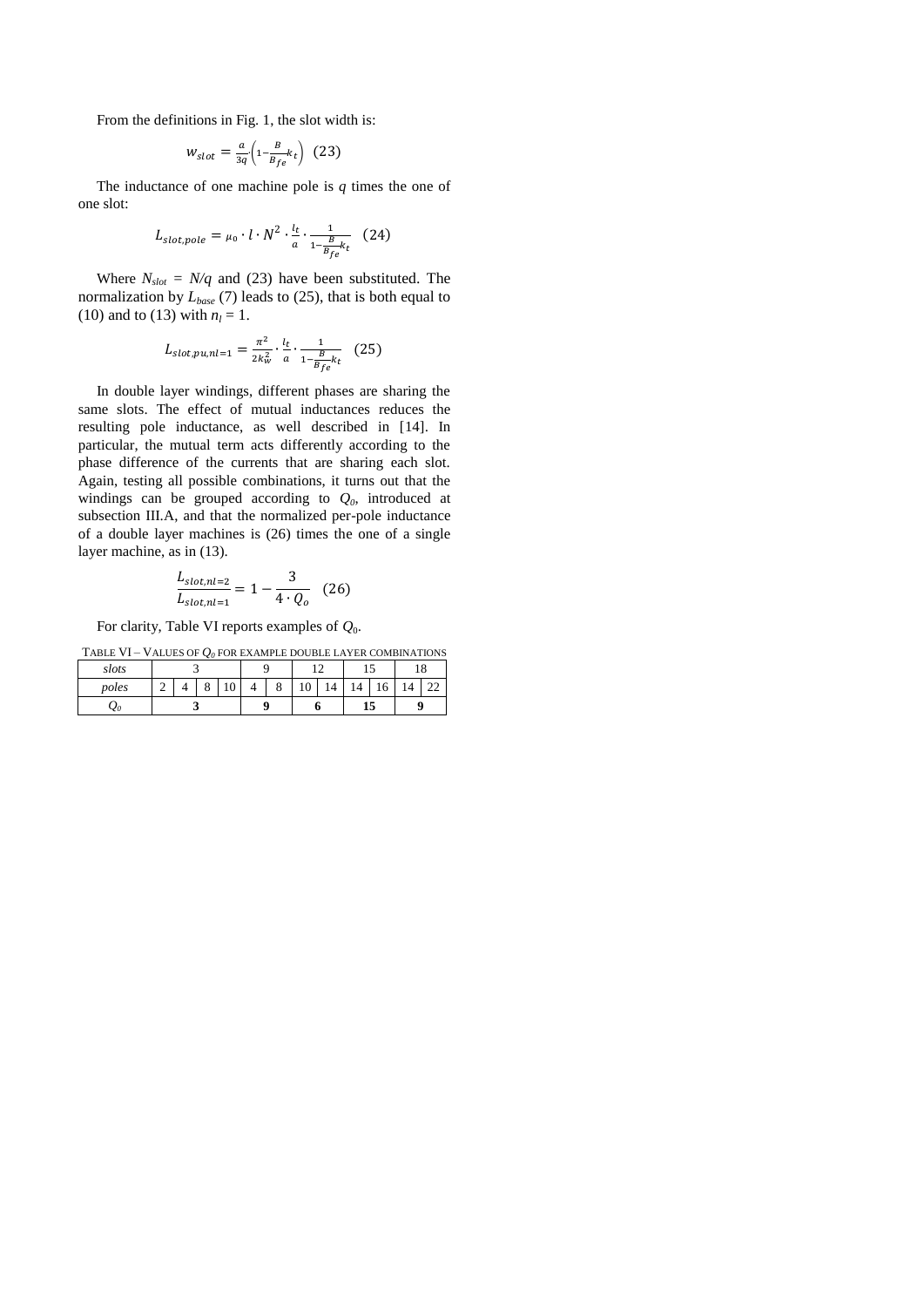From the definitions in Fig. 1, the slot width is:

$$w_{slot} = \frac{a}{3q}\left(1 - \frac{B}{B_{fe}} k_t\right) \quad (23)$$

The inductance of one machine pole is $q$ times the one of one slot:

$$L_{slot,pole} = \mu_0 \cdot l \cdot N^2 \cdot \frac{l_t}{a} \cdot \frac{1}{1 - \frac{B}{B_{fe}} k_t} \quad (24)$$

Where $N_{slot} = N/q$ and (23) have been substituted. The normalization by $L_{base}$ (7) leads to (25), that is both equal to (10) and to (13) with $n_l = 1$.

$$L_{slot,pu,nl=1} = \frac{\pi^2}{2k_w^2} \cdot \frac{l_t}{a} \cdot \frac{1}{1 - \frac{B}{B_{fe}} k_t} \quad (25)$$

In double layer windings, different phases are sharing the same slots. The effect of mutual inductances reduces the resulting pole inductance, as well described in [14]. In particular, the mutual term acts differently according to the phase difference of the currents that are sharing each slot. Again, testing all possible combinations, it turns out that the windings can be grouped according to $Q_0$, introduced at subsection III.A, and that the normalized per-pole inductance of a double layer machines is (26) times the one of a single layer machine, as in (13).

$$\frac{L_{slot,nl=2}}{L_{slot,nl=1}} = 1 - \frac{3}{4 \cdot Q_o} \quad (26)$$

For clarity, Table VI reports examples of $Q_0$.

TABLE VI – VALUES OF $Q_0$ FOR EXAMPLE DOUBLE LAYER COMBINATIONS

| *slots* | 3 | | | | 9 | | 12 | | 15 | | 18 | |
|---|---|---|---|---|---|---|---|---|---|---|---|---|
| *poles* | 2 | 4 | 8 | 10 | 4 | 8 | 10 | 14 | 14 | 16 | 14 | 22 |
| $Q_0$ | **3** | | | | **9** | | **6** | | **15** | | **9** | |